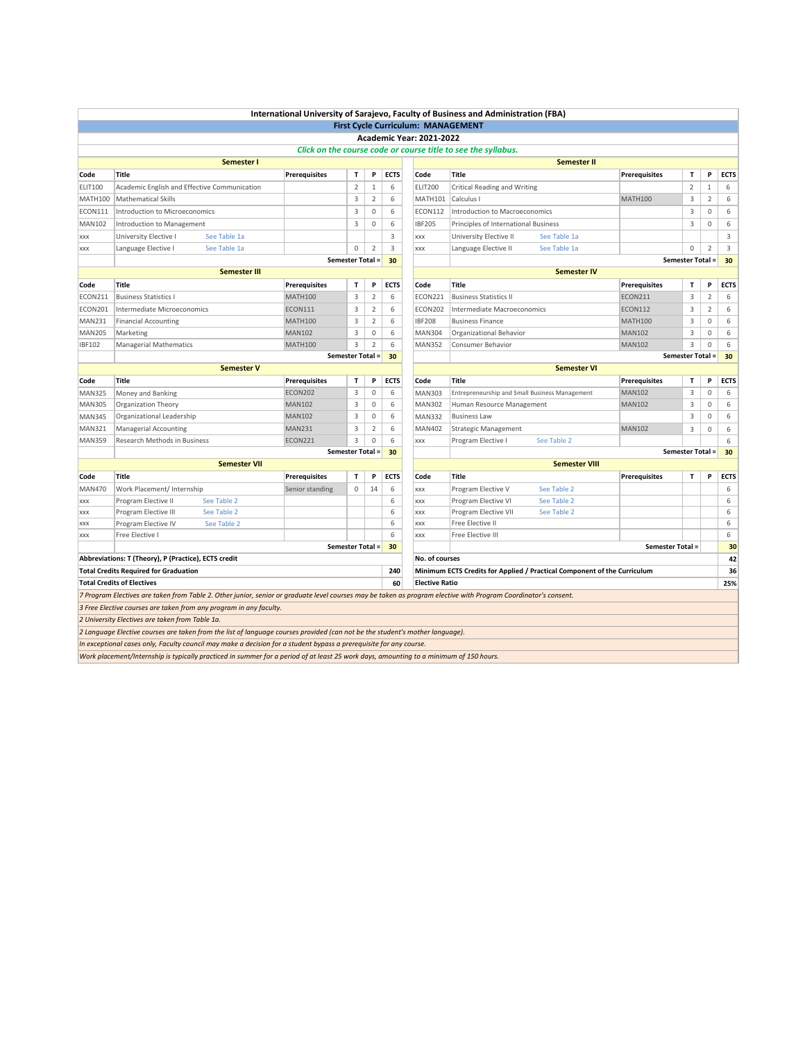# International University of Sarajevo, Faculty of Business and Administration (FBA)

## First Cycle Curriculum: MANAGEMENT

### Academic Year: 2021-2022

*Click on the course code or course title to see the syllabus.*

### Semester I

| Code | Title | Prerequisites | T | P | ECTS |
|---|---|---|---|---|---|
| ELIT100 | Academic English and Effective Communication | | 2 | 1 | 6 |
| MATH100 | Mathematical Skills | | 3 | 2 | 6 |
| ECON111 | Introduction to Microeconomics | | 3 | 0 | 6 |
| MAN102 | Introduction to Management | | 3 | 0 | 6 |
| xxx | University Elective I See Table 1a | | | | 3 |
| xxx | Language Elective I See Table 1a | | 0 | 2 | 3 |
| | | | | Semester Total = | 30 |

### Semester II

| Code | Title | Prerequisites | T | P | ECTS |
|---|---|---|---|---|---|
| ELIT200 | Critical Reading and Writing | | 2 | 1 | 6 |
| MATH101 | Calculus I | MATH100 | 3 | 2 | 6 |
| ECON112 | Introduction to Macroeconomics | | 3 | 0 | 6 |
| IBF205 | Principles of International Business | | 3 | 0 | 6 |
| xxx | University Elective II See Table 1a | | | | 3 |
| xxx | Language Elective II See Table 1a | | 0 | 2 | 3 |
| | | | | Semester Total = | 30 |

### Semester III

| Code | Title | Prerequisites | T | P | ECTS |
|---|---|---|---|---|---|
| ECON211 | Business Statistics I | MATH100 | 3 | 2 | 6 |
| ECON201 | Intermediate Microeconomics | ECON111 | 3 | 2 | 6 |
| MAN231 | Financial Accounting | MATH100 | 3 | 2 | 6 |
| MAN205 | Marketing | MAN102 | 3 | 0 | 6 |
| IBF102 | Managerial Mathematics | MATH100 | 3 | 2 | 6 |
| | | | | Semester Total = | 30 |

### Semester IV

| Code | Title | Prerequisites | T | P | ECTS |
|---|---|---|---|---|---|
| ECON221 | Business Statistics II | ECON211 | 3 | 2 | 6 |
| ECON202 | Intermediate Macroeconomics | ECON112 | 3 | 2 | 6 |
| IBF208 | Business Finance | MATH100 | 3 | 0 | 6 |
| MAN304 | Organizational Behavior | MAN102 | 3 | 0 | 6 |
| MAN352 | Consumer Behavior | MAN102 | 3 | 0 | 6 |
| | | | | Semester Total = | 30 |

### Semester V

| Code | Title | Prerequisites | T | P | ECTS |
|---|---|---|---|---|---|
| MAN325 | Money and Banking | ECON202 | 3 | 0 | 6 |
| MAN305 | Organization Theory | MAN102 | 3 | 0 | 6 |
| MAN345 | Organizational Leadership | MAN102 | 3 | 0 | 6 |
| MAN321 | Managerial Accounting | MAN231 | 3 | 2 | 6 |
| MAN359 | Research Methods in Business | ECON221 | 3 | 0 | 6 |
| | | | | Semester Total = | 30 |

### Semester VI

| Code | Title | Prerequisites | T | P | ECTS |
|---|---|---|---|---|---|
| MAN303 | Entrepreneurship and Small Business Management | MAN102 | 3 | 0 | 6 |
| MAN302 | Human Resource Management | MAN102 | 3 | 0 | 6 |
| MAN332 | Business Law | | 3 | 0 | 6 |
| MAN402 | Strategic Management | MAN102 | 3 | 0 | 6 |
| xxx | Program Elective I See Table 2 | | | | 6 |
| | | | | Semester Total = | 30 |

### Semester VII

| Code | Title | Prerequisites | T | P | ECTS |
|---|---|---|---|---|---|
| MAN470 | Work Placement/ Internship | Senior standing | 0 | 14 | 6 |
| xxx | Program Elective II See Table 2 | | | | 6 |
| xxx | Program Elective III See Table 2 | | | | 6 |
| xxx | Program Elective IV See Table 2 | | | | 6 |
| xxx | Free Elective I | | | | 6 |
| | | | | Semester Total = | 30 |

### Semester VIII

| Code | Title | Prerequisites | T | P | ECTS |
|---|---|---|---|---|---|
| xxx | Program Elective V See Table 2 | | | | 6 |
| xxx | Program Elective VI See Table 2 | | | | 6 |
| xxx | Program Elective VII See Table 2 | | | | 6 |
| xxx | Free Elective II | | | | 6 |
| xxx | Free Elective III | | | | 6 |
| | | | | Semester Total = | 30 |

**Abbreviations: T (Theory), P (Practice), ECTS credit**

| | |
|---|---|
| **Total Credits Required for Graduation** | **240** |
| **Total Credits of Electives** | **60** |
| **No. of courses** | **42** |
| **Minimum ECTS Credits for Applied / Practical Component of the Curriculum** | **36** |
| **Elective Ratio** | **25%** |

*7 Program Electives are taken from Table 2. Other junior, senior or graduate level courses may be taken as program elective with Program Coordinator's consent.*

*3 Free Elective courses are taken from any program in any faculty.*

*2 University Electives are taken from Table 1a.*

*2 Language Elective courses are taken from the list of language courses provided (can not be the student's mother language).*

*In exceptional cases only, Faculty council may make a decision for a student bypass a prerequisite for any course.*

*Work placement/Internship is typically practiced in summer for a period of at least 25 work days, amounting to a minimum of 150 hours.*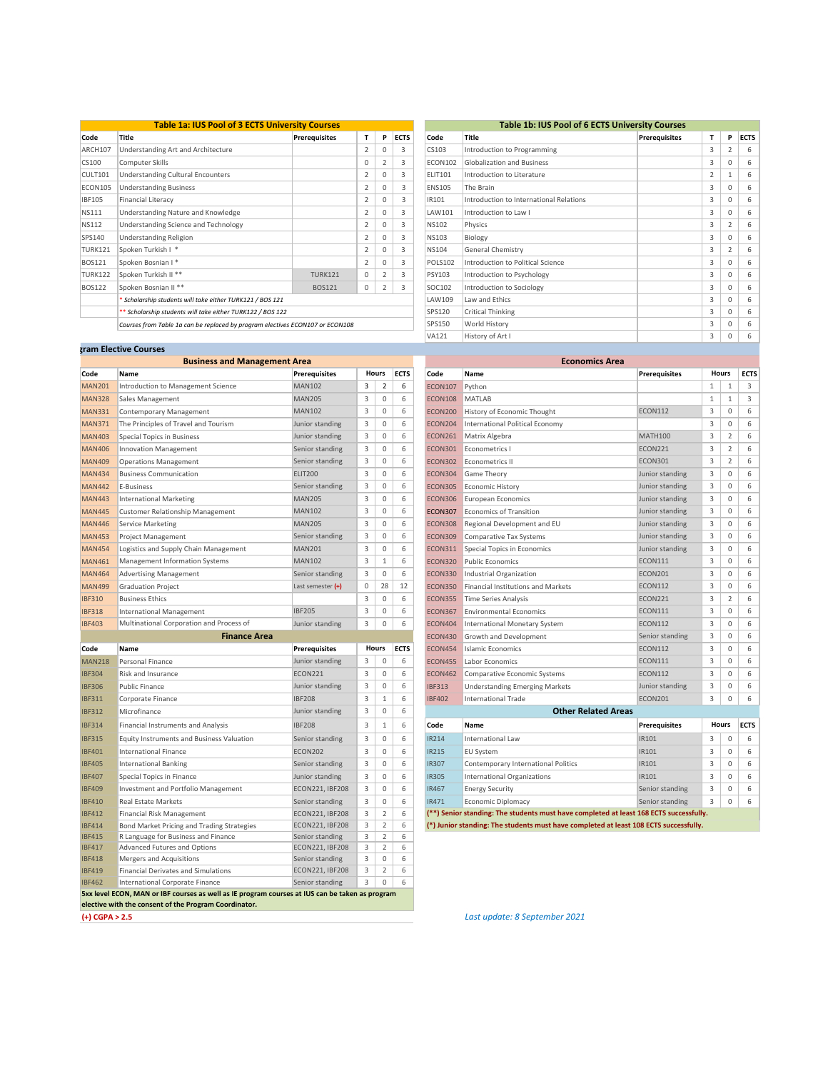## Table 1a: IUS Pool of 3 ECTS University Courses

| Code | Title | Prerequisites | T | P | ECTS |
|---|---|---|---|---|---|
| ARCH107 | Understanding Art and Architecture | | 2 | 0 | 3 |
| CS100 | Computer Skills | | 0 | 2 | 3 |
| CULT101 | Understanding Cultural Encounters | | 2 | 0 | 3 |
| ECON105 | Understanding Business | | 2 | 0 | 3 |
| IBF105 | Financial Literacy | | 2 | 0 | 3 |
| NS111 | Understanding Nature and Knowledge | | 2 | 0 | 3 |
| NS112 | Understanding Science and Technology | | 2 | 0 | 3 |
| SPS140 | Understanding Religion | | 2 | 0 | 3 |
| TURK121 | Spoken Turkish I * | | 2 | 0 | 3 |
| BOS121 | Spoken Bosnian I * | | 2 | 0 | 3 |
| TURK122 | Spoken Turkish II ** | TURK121 | 0 | 2 | 3 |
| BOS122 | Spoken Bosnian II ** | BOS121 | 0 | 2 | 3 |
| | * Scholarship students will take either TURK121 / BOS 121 | | | | |
| | ** Scholarship students will take either TURK122 / BOS 122 | | | | |
| | Courses from Table 1a can be replaced by program electives ECON107 or ECON108 | | | | |

## Table 1b: IUS Pool of 6 ECTS University Courses

| Code | Title | Prerequisites | T | P | ECTS |
|---|---|---|---|---|---|
| CS103 | Introduction to Programming | | 3 | 2 | 6 |
| ECON102 | Globalization and Business | | 3 | 0 | 6 |
| ELIT101 | Introduction to Literature | | 2 | 1 | 6 |
| ENS105 | The Brain | | 3 | 0 | 6 |
| IR101 | Introduction to International Relations | | 3 | 0 | 6 |
| LAW101 | Introduction to Law I | | 3 | 0 | 6 |
| NS102 | Physics | | 3 | 2 | 6 |
| NS103 | Biology | | 3 | 0 | 6 |
| NS104 | General Chemistry | | 3 | 2 | 6 |
| POLS102 | Introduction to Political Science | | 3 | 0 | 6 |
| PSY103 | Introduction to Psychology | | 3 | 0 | 6 |
| SOC102 | Introduction to Sociology | | 3 | 0 | 6 |
| LAW109 | Law and Ethics | | 3 | 0 | 6 |
| SPS120 | Critical Thinking | | 3 | 0 | 6 |
| SPS150 | World History | | 3 | 0 | 6 |
| VA121 | History of Art I | | 3 | 0 | 6 |

## Program Elective Courses

### Business and Management Area

| Code | Name | Prerequisites | Hours | | ECTS |
|---|---|---|---|---|---|
| MAN201 | Introduction to Management Science | MAN102 | 3 | 2 | 6 |
| MAN328 | Sales Management | MAN205 | 3 | 0 | 6 |
| MAN331 | Contemporary Management | MAN102 | 3 | 0 | 6 |
| MAN371 | The Principles of Travel and Tourism | Junior standing | 3 | 0 | 6 |
| MAN403 | Special Topics in Business | Junior standing | 3 | 0 | 6 |
| MAN406 | Innovation Management | Senior standing | 3 | 0 | 6 |
| MAN409 | Operations Management | Senior standing | 3 | 0 | 6 |
| MAN434 | Business Communication | ELIT200 | 3 | 0 | 6 |
| MAN442 | E-Business | Senior standing | 3 | 0 | 6 |
| MAN443 | International Marketing | MAN205 | 3 | 0 | 6 |
| MAN445 | Customer Relationship Management | MAN102 | 3 | 0 | 6 |
| MAN446 | Service Marketing | MAN205 | 3 | 0 | 6 |
| MAN453 | Project Management | Senior standing | 3 | 0 | 6 |
| MAN454 | Logistics and Supply Chain Management | MAN201 | 3 | 0 | 6 |
| MAN461 | Management Information Systems | MAN102 | 3 | 1 | 6 |
| MAN464 | Advertising Management | Senior standing | 3 | 0 | 6 |
| MAN499 | Graduation Project | Last semester (+) | 0 | 28 | 12 |
| IBF310 | Business Ethics | | 3 | 0 | 6 |
| IBF318 | International Management | IBF205 | 3 | 0 | 6 |
| IBF403 | Multinational Corporation and Process of | Junior standing | 3 | 0 | 6 |

### Finance Area

| Code | Name | Prerequisites | Hours | | ECTS |
|---|---|---|---|---|---|
| MAN218 | Personal Finance | Junior standing | 3 | 0 | 6 |
| IBF304 | Risk and Insurance | ECON221 | 3 | 0 | 6 |
| IBF306 | Public Finance | Junior standing | 3 | 0 | 6 |
| IBF311 | Corporate Finance | IBF208 | 3 | 1 | 6 |
| IBF312 | Microfinance | Junior standing | 3 | 0 | 6 |
| IBF314 | Financial Instruments and Analysis | IBF208 | 3 | 1 | 6 |
| IBF315 | Equity Instruments and Business Valuation | Senior standing | 3 | 0 | 6 |
| IBF401 | International Finance | ECON202 | 3 | 0 | 6 |
| IBF405 | International Banking | Senior standing | 3 | 0 | 6 |
| IBF407 | Special Topics in Finance | Junior standing | 3 | 0 | 6 |
| IBF409 | Investment and Portfolio Management | ECON221, IBF208 | 3 | 0 | 6 |
| IBF410 | Real Estate Markets | Senior standing | 3 | 0 | 6 |
| IBF412 | Financial Risk Management | ECON221, IBF208 | 3 | 2 | 6 |
| IBF414 | Bond Market Pricing and Trading Strategies | ECON221, IBF208 | 3 | 2 | 6 |
| IBF415 | R Language for Business and Finance | Senior standing | 3 | 2 | 6 |
| IBF417 | Advanced Futures and Options | ECON221, IBF208 | 3 | 2 | 6 |
| IBF418 | Mergers and Acquisitions | Senior standing | 3 | 0 | 6 |
| IBF419 | Financial Derivates and Simulations | ECON221, IBF208 | 3 | 2 | 6 |
| IBF462 | International Corporate Finance | Senior standing | 3 | 0 | 6 |

**5xx level ECON, MAN or IBF courses as well as IE program courses at IUS can be taken as program elective with the consent of the Program Coordinator.**

**(+) CGPA > 2.5**

### Economics Area

| Code | Name | Prerequisites | Hours | | ECTS |
|---|---|---|---|---|---|
| ECON107 | Python | | 1 | 1 | 3 |
| ECON108 | MATLAB | | 1 | 1 | 3 |
| ECON200 | History of Economic Thought | ECON112 | 3 | 0 | 6 |
| ECON204 | International Political Economy | | 3 | 0 | 6 |
| ECON261 | Matrix Algebra | MATH100 | 3 | 2 | 6 |
| ECON301 | Econometrics I | ECON221 | 3 | 2 | 6 |
| ECON302 | Econometrics II | ECON301 | 3 | 2 | 6 |
| ECON304 | Game Theory | Junior standing | 3 | 0 | 6 |
| ECON305 | Economic History | Junior standing | 3 | 0 | 6 |
| ECON306 | European Economics | Junior standing | 3 | 0 | 6 |
| ECON307 | Economics of Transition | Junior standing | 3 | 0 | 6 |
| ECON308 | Regional Development and EU | Junior standing | 3 | 0 | 6 |
| ECON309 | Comparative Tax Systems | Junior standing | 3 | 0 | 6 |
| ECON311 | Special Topics in Economics | Junior standing | 3 | 0 | 6 |
| ECON320 | Public Economics | ECON111 | 3 | 0 | 6 |
| ECON330 | Industrial Organization | ECON201 | 3 | 0 | 6 |
| ECON350 | Financial Institutions and Markets | ECON112 | 3 | 0 | 6 |
| ECON355 | Time Series Analysis | ECON221 | 3 | 2 | 6 |
| ECON367 | Environmental Economics | ECON111 | 3 | 0 | 6 |
| ECON404 | International Monetary System | ECON112 | 3 | 0 | 6 |
| ECON430 | Growth and Development | Senior standing | 3 | 0 | 6 |
| ECON454 | Islamic Economics | ECON112 | 3 | 0 | 6 |
| ECON455 | Labor Economics | ECON111 | 3 | 0 | 6 |
| ECON462 | Comparative Economic Systems | ECON112 | 3 | 0 | 6 |
| IBF313 | Understanding Emerging Markets | Junior standing | 3 | 0 | 6 |
| IBF402 | International Trade | ECON201 | 3 | 0 | 6 |

### Other Related Areas

| Code | Name | Prerequisites | Hours | | ECTS |
|---|---|---|---|---|---|
| IR214 | International Law | IR101 | 3 | 0 | 6 |
| IR215 | EU System | IR101 | 3 | 0 | 6 |
| IR307 | Contemporary International Politics | IR101 | 3 | 0 | 6 |
| IR305 | International Organizations | IR101 | 3 | 0 | 6 |
| IR467 | Energy Security | Senior standing | 3 | 0 | 6 |
| IR471 | Economic Diplomacy | Senior standing | 3 | 0 | 6 |

**(**) Senior standing: The students must have completed at least 168 ECTS successfully.**

**(*) Junior standing: The students must have completed at least 108 ECTS successfully.**

*Last update: 8 September 2021*